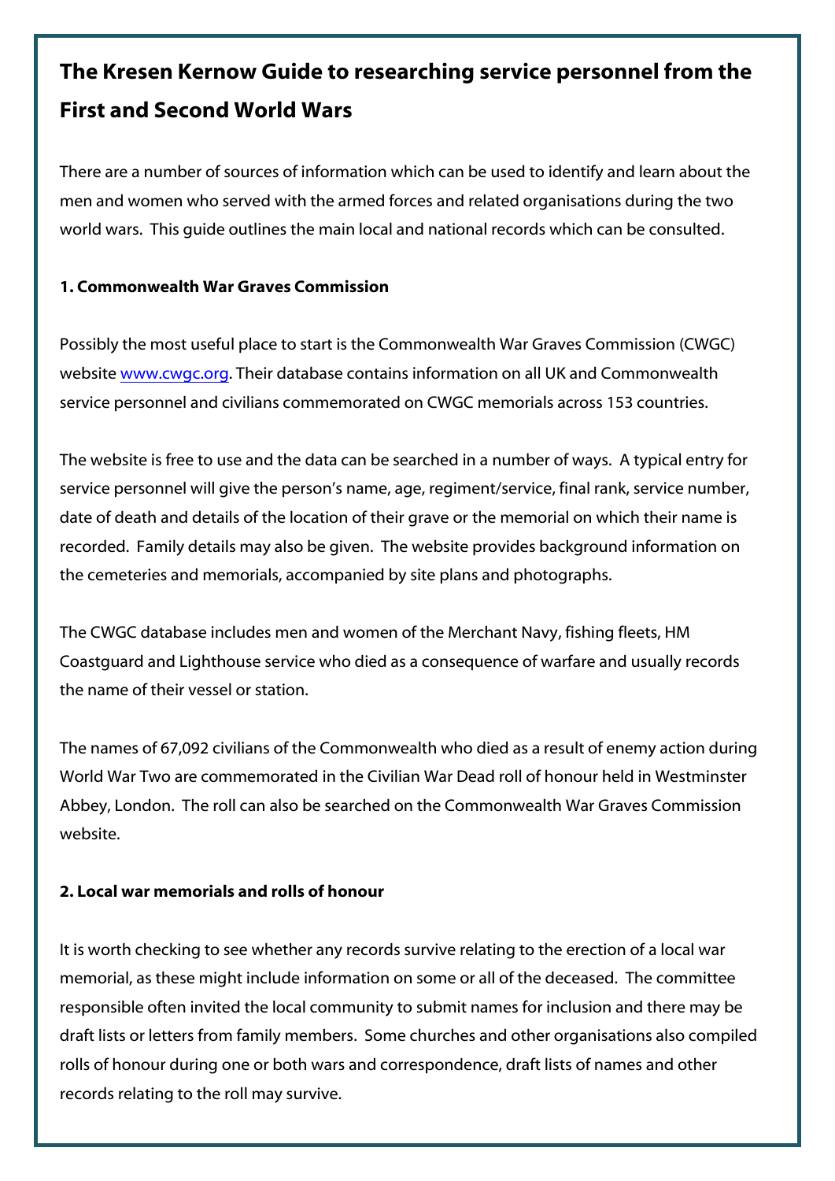# The Kresen Kernow Guide to researching service personnel from the First and Second World Wars

There are a number of sources of information which can be used to identify and learn about the men and women who served with the armed forces and related organisations during the two world wars. This guide outlines the main local and national records which can be consulted.

### 1. Commonwealth War Graves Commission

Possibly the most useful place to start is the Commonwealth War Graves Commission (CWGC) website [www.cwgc.org](http://www.cwgc.org). Their database contains information on all UK and Commonwealth service personnel and civilians commemorated on CWGC memorials across 153 countries.

The website is free to use and the data can be searched in a number of ways. A typical entry for service personnel will give the person's name, age, regiment/service, final rank, service number, date of death and details of the location of their grave or the memorial on which their name is recorded. Family details may also be given. The website provides background information on the cemeteries and memorials, accompanied by site plans and photographs.

The CWGC database includes men and women of the Merchant Navy, fishing fleets, HM Coastguard and Lighthouse service who died as a consequence of warfare and usually records the name of their vessel or station.

The names of 67,092 civilians of the Commonwealth who died as a result of enemy action during World War Two are commemorated in the Civilian War Dead roll of honour held in Westminster Abbey, London. The roll can also be searched on the Commonwealth War Graves Commission website.

### 2. Local war memorials and rolls of honour

It is worth checking to see whether any records survive relating to the erection of a local war memorial, as these might include information on some or all of the deceased. The committee responsible often invited the local community to submit names for inclusion and there may be draft lists or letters from family members. Some churches and other organisations also compiled rolls of honour during one or both wars and correspondence, draft lists of names and other records relating to the roll may survive.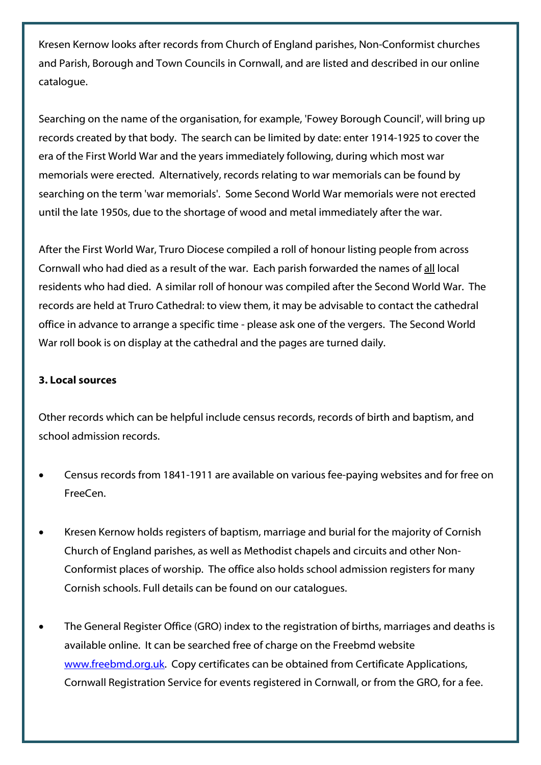Kresen Kernow looks after records from Church of England parishes, Non-Conformist churches and Parish, Borough and Town Councils in Cornwall, and are listed and described in our online catalogue.

Searching on the name of the organisation, for example, 'Fowey Borough Council', will bring up records created by that body. The search can be limited by date: enter 1914-1925 to cover the era of the First World War and the years immediately following, during which most war memorials were erected. Alternatively, records relating to war memorials can be found by searching on the term 'war memorials'. Some Second World War memorials were not erected until the late 1950s, due to the shortage of wood and metal immediately after the war.

After the First World War, Truro Diocese compiled a roll of honour listing people from across Cornwall who had died as a result of the war. Each parish forwarded the names of all local residents who had died. A similar roll of honour was compiled after the Second World War. The records are held at Truro Cathedral: to view them, it may be advisable to contact the cathedral office in advance to arrange a specific time - please ask one of the vergers. The Second World War roll book is on display at the cathedral and the pages are turned daily.

**3. Local sources**

Other records which can be helpful include census records, records of birth and baptism, and school admission records.

- Census records from 1841-1911 are available on various fee-paying websites and for free on FreeCen.
- Kresen Kernow holds registers of baptism, marriage and burial for the majority of Cornish Church of England parishes, as well as Methodist chapels and circuits and other Non-Conformist places of worship. The office also holds school admission registers for many Cornish schools. Full details can be found on our catalogues.
- The General Register Office (GRO) index to the registration of births, marriages and deaths is available online. It can be searched free of charge on the Freebmd website [www.freebmd.org.uk](http://www.freebmd.org.uk). Copy certificates can be obtained from Certificate Applications, Cornwall Registration Service for events registered in Cornwall, or from the GRO, for a fee.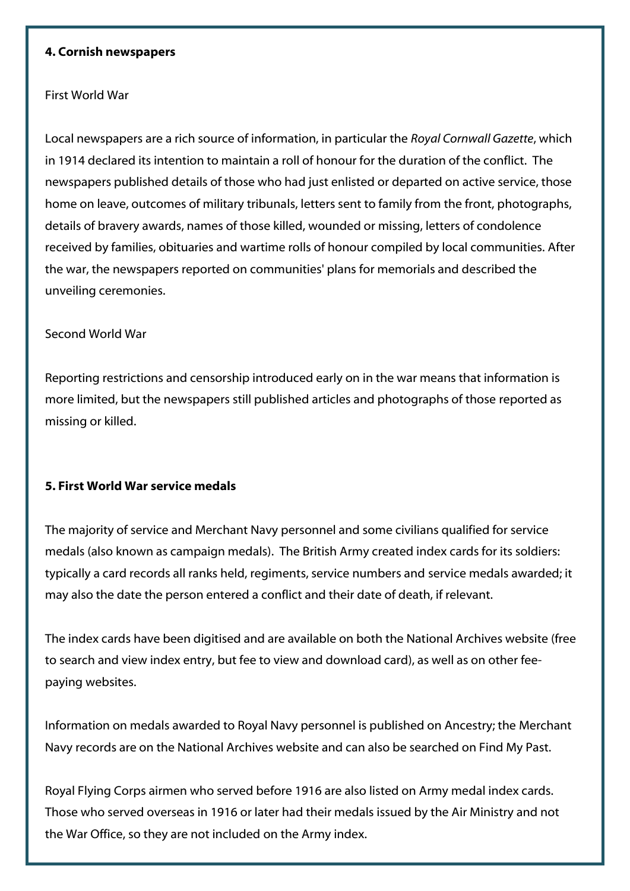**4. Cornish newspapers**

First World War

Local newspapers are a rich source of information, in particular the *Royal Cornwall Gazette*, which in 1914 declared its intention to maintain a roll of honour for the duration of the conflict. The newspapers published details of those who had just enlisted or departed on active service, those home on leave, outcomes of military tribunals, letters sent to family from the front, photographs, details of bravery awards, names of those killed, wounded or missing, letters of condolence received by families, obituaries and wartime rolls of honour compiled by local communities. After the war, the newspapers reported on communities' plans for memorials and described the unveiling ceremonies.

Second World War

Reporting restrictions and censorship introduced early on in the war means that information is more limited, but the newspapers still published articles and photographs of those reported as missing or killed.

**5. First World War service medals**

The majority of service and Merchant Navy personnel and some civilians qualified for service medals (also known as campaign medals). The British Army created index cards for its soldiers: typically a card records all ranks held, regiments, service numbers and service medals awarded; it may also the date the person entered a conflict and their date of death, if relevant.

The index cards have been digitised and are available on both the National Archives website (free to search and view index entry, but fee to view and download card), as well as on other fee-paying websites.

Information on medals awarded to Royal Navy personnel is published on Ancestry; the Merchant Navy records are on the National Archives website and can also be searched on Find My Past.

Royal Flying Corps airmen who served before 1916 are also listed on Army medal index cards. Those who served overseas in 1916 or later had their medals issued by the Air Ministry and not the War Office, so they are not included on the Army index.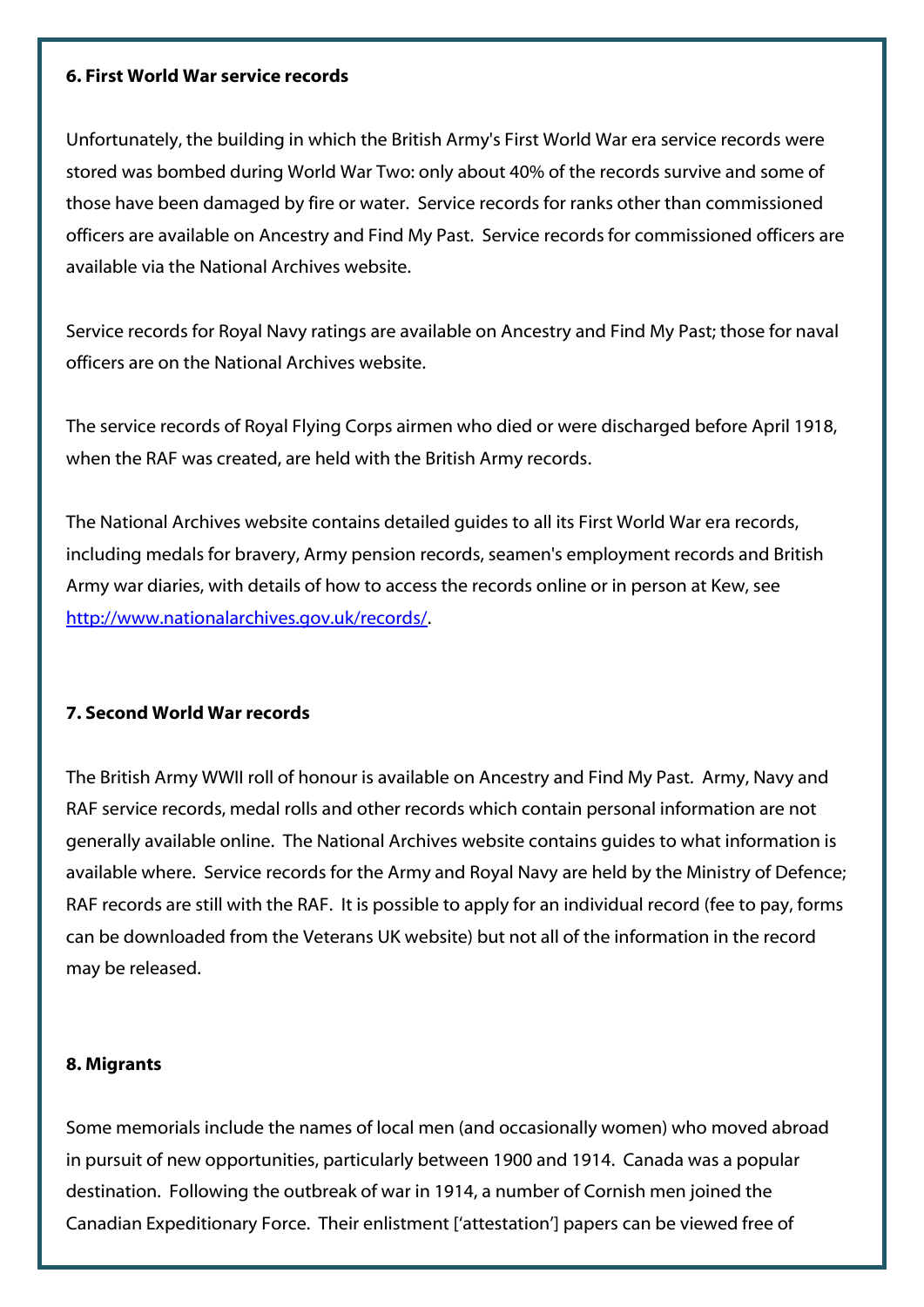**6. First World War service records**

Unfortunately, the building in which the British Army's First World War era service records were stored was bombed during World War Two: only about 40% of the records survive and some of those have been damaged by fire or water. Service records for ranks other than commissioned officers are available on Ancestry and Find My Past. Service records for commissioned officers are available via the National Archives website.

Service records for Royal Navy ratings are available on Ancestry and Find My Past; those for naval officers are on the National Archives website.

The service records of Royal Flying Corps airmen who died or were discharged before April 1918, when the RAF was created, are held with the British Army records.

The National Archives website contains detailed guides to all its First World War era records, including medals for bravery, Army pension records, seamen's employment records and British Army war diaries, with details of how to access the records online or in person at Kew, see [http://www.nationalarchives.gov.uk/records/](http://www.nationalarchives.gov.uk/records/).

**7. Second World War records**

The British Army WWII roll of honour is available on Ancestry and Find My Past. Army, Navy and RAF service records, medal rolls and other records which contain personal information are not generally available online. The National Archives website contains guides to what information is available where. Service records for the Army and Royal Navy are held by the Ministry of Defence; RAF records are still with the RAF. It is possible to apply for an individual record (fee to pay, forms can be downloaded from the Veterans UK website) but not all of the information in the record may be released.

**8. Migrants**

Some memorials include the names of local men (and occasionally women) who moved abroad in pursuit of new opportunities, particularly between 1900 and 1914. Canada was a popular destination. Following the outbreak of war in 1914, a number of Cornish men joined the Canadian Expeditionary Force. Their enlistment ['attestation'] papers can be viewed free of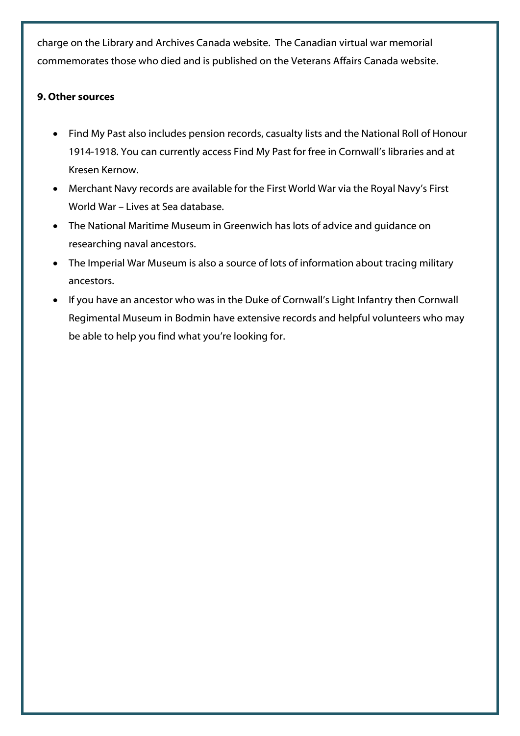charge on the Library and Archives Canada website. The Canadian virtual war memorial commemorates those who died and is published on the Veterans Affairs Canada website.

**9. Other sources**

- Find My Past also includes pension records, casualty lists and the National Roll of Honour 1914-1918. You can currently access Find My Past for free in Cornwall's libraries and at Kresen Kernow.
- Merchant Navy records are available for the First World War via the Royal Navy's First World War – Lives at Sea database.
- The National Maritime Museum in Greenwich has lots of advice and guidance on researching naval ancestors.
- The Imperial War Museum is also a source of lots of information about tracing military ancestors.
- If you have an ancestor who was in the Duke of Cornwall's Light Infantry then Cornwall Regimental Museum in Bodmin have extensive records and helpful volunteers who may be able to help you find what you're looking for.